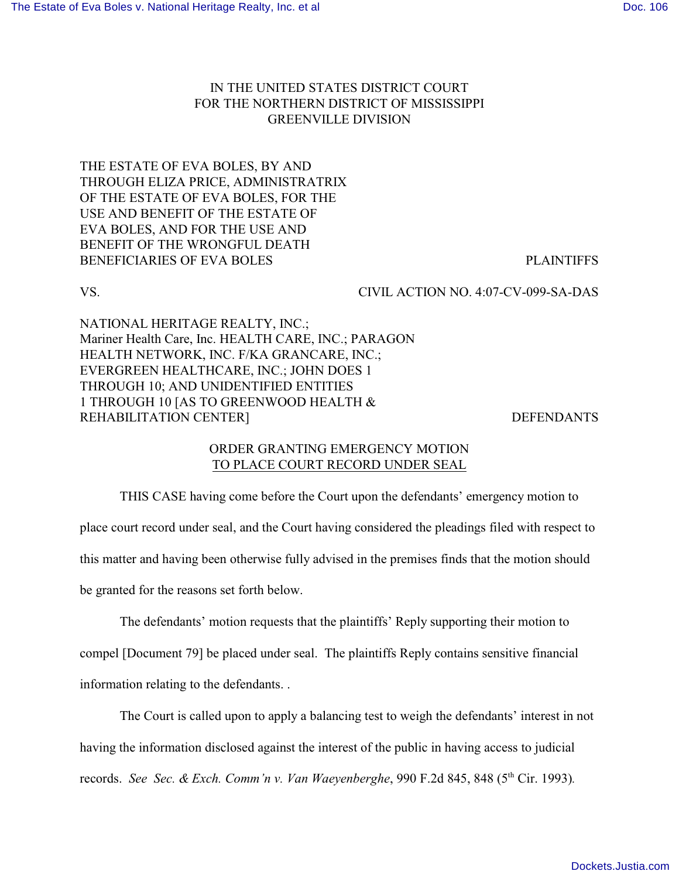IN THE UNITED STATES DISTRICT COURT
FOR THE NORTHERN DISTRICT OF MISSISSIPPI
GREENVILLE DIVISION

THE ESTATE OF EVA BOLES, BY AND THROUGH ELIZA PRICE, ADMINISTRATRIX OF THE ESTATE OF EVA BOLES, FOR THE USE AND BENEFIT OF THE ESTATE OF EVA BOLES, AND FOR THE USE AND BENEFIT OF THE WRONGFUL DEATH BENEFICIARIES OF EVA BOLES — PLAINTIFFS

VS. — CIVIL ACTION NO. 4:07-CV-099-SA-DAS

NATIONAL HERITAGE REALTY, INC.; Mariner Health Care, Inc. HEALTH CARE, INC.; PARAGON HEALTH NETWORK, INC. F/KA GRANCARE, INC.; EVERGREEN HEALTHCARE, INC.; JOHN DOES 1 THROUGH 10; AND UNIDENTIFIED ENTITIES 1 THROUGH 10 [AS TO GREENWOOD HEALTH & REHABILITATION CENTER] — DEFENDANTS

## ORDER GRANTING EMERGENCY MOTION TO PLACE COURT RECORD UNDER SEAL

THIS CASE having come before the Court upon the defendants' emergency motion to place court record under seal, and the Court having considered the pleadings filed with respect to this matter and having been otherwise fully advised in the premises finds that the motion should be granted for the reasons set forth below.

The defendants' motion requests that the plaintiffs' Reply supporting their motion to compel [Document 79] be placed under seal. The plaintiffs Reply contains sensitive financial information relating to the defendants. .

The Court is called upon to apply a balancing test to weigh the defendants' interest in not having the information disclosed against the interest of the public in having access to judicial records. *See Sec. & Exch. Comm'n v. Van Waeyenberghe*, 990 F.2d 845, 848 (5th Cir. 1993).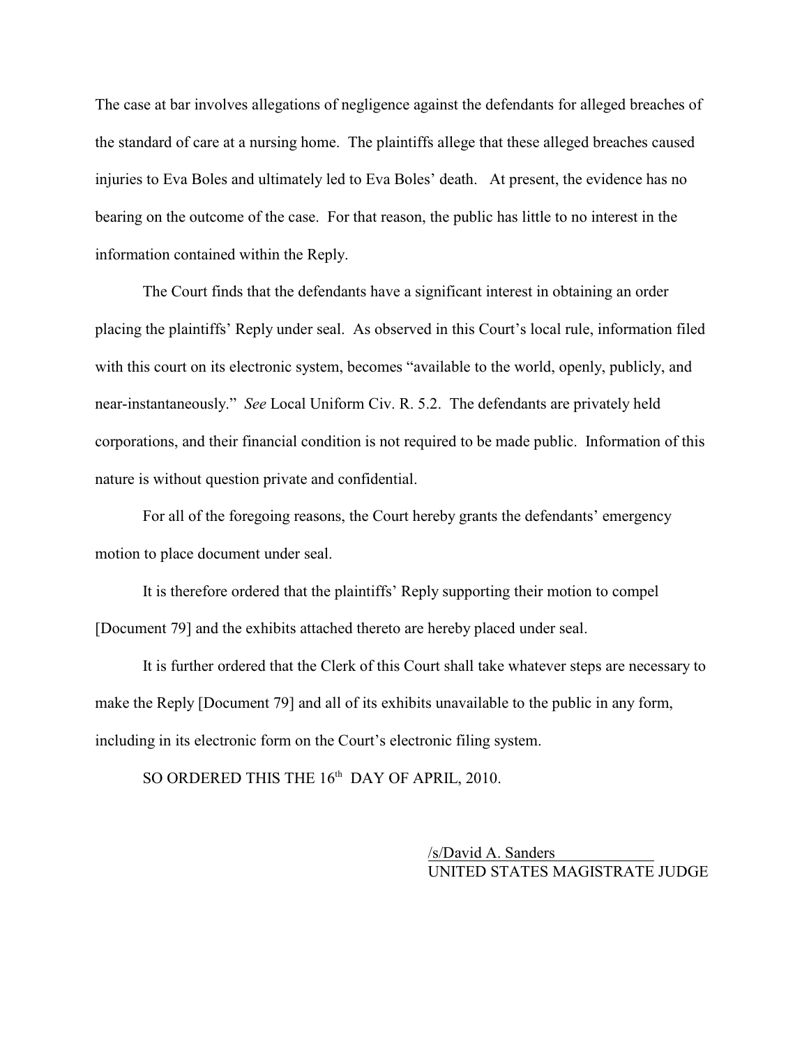The case at bar involves allegations of negligence against the defendants for alleged breaches of the standard of care at a nursing home. The plaintiffs allege that these alleged breaches caused injuries to Eva Boles and ultimately led to Eva Boles' death. At present, the evidence has no bearing on the outcome of the case. For that reason, the public has little to no interest in the information contained within the Reply.

The Court finds that the defendants have a significant interest in obtaining an order placing the plaintiffs' Reply under seal. As observed in this Court's local rule, information filed with this court on its electronic system, becomes "available to the world, openly, publicly, and near-instantaneously." *See* Local Uniform Civ. R. 5.2. The defendants are privately held corporations, and their financial condition is not required to be made public. Information of this nature is without question private and confidential.

For all of the foregoing reasons, the Court hereby grants the defendants' emergency motion to place document under seal.

It is therefore ordered that the plaintiffs' Reply supporting their motion to compel [Document 79] and the exhibits attached thereto are hereby placed under seal.

It is further ordered that the Clerk of this Court shall take whatever steps are necessary to make the Reply [Document 79] and all of its exhibits unavailable to the public in any form, including in its electronic form on the Court's electronic filing system.

SO ORDERED THIS THE 16th DAY OF APRIL, 2010.

/s/David A. Sanders
UNITED STATES MAGISTRATE JUDGE